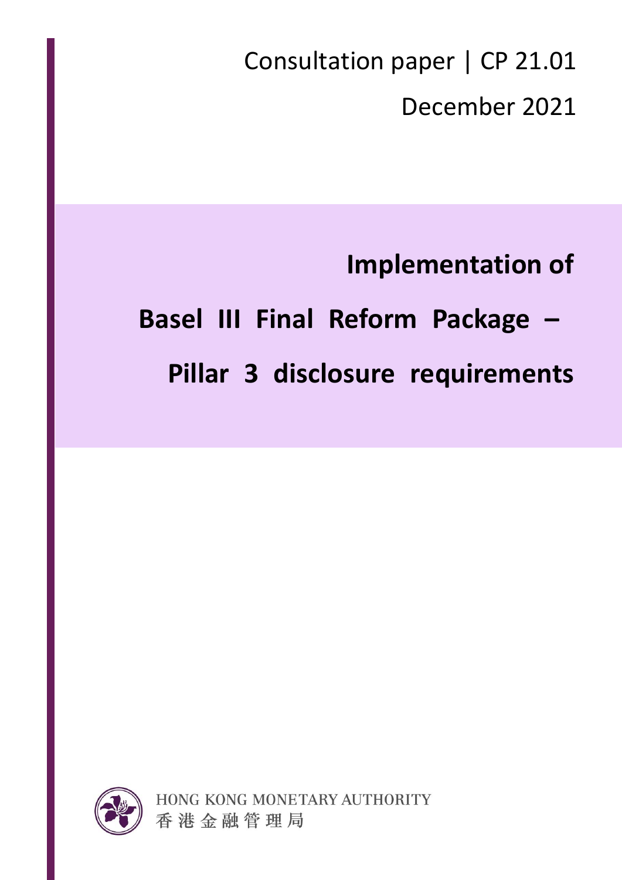Consultation paper | CP 21.01

December 2021

# Implementation of Basel III Final Reform Package – Pillar 3 disclosure requirements

HONG KONG MONETARY AUTHORITY
香港金融管理局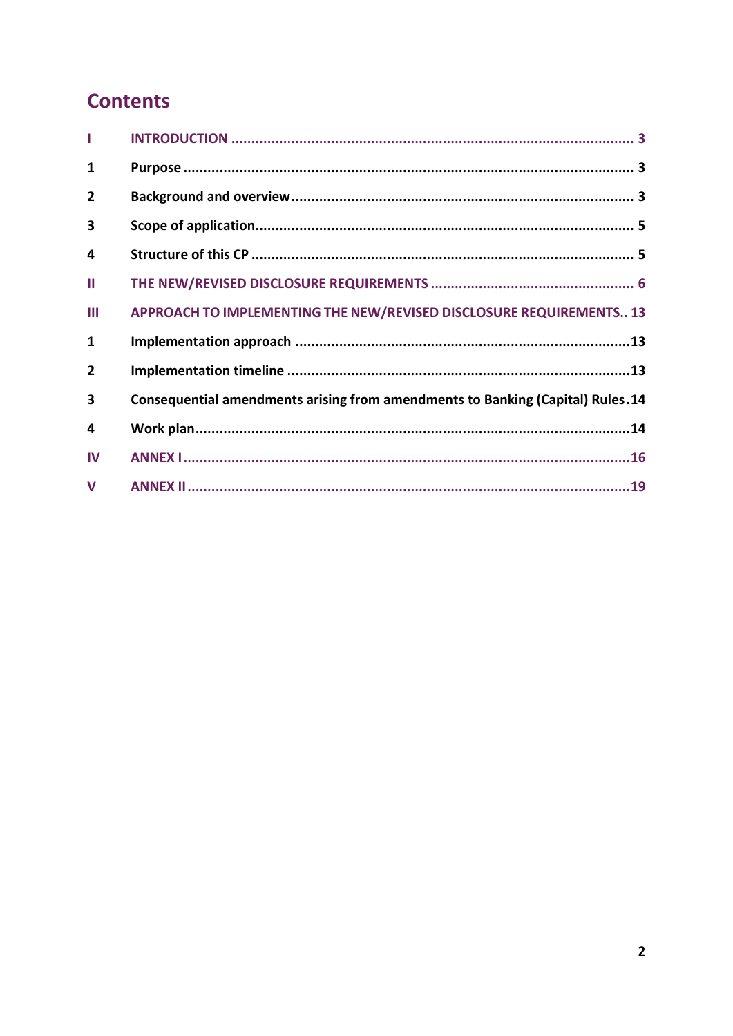## Contents

| | | |
|---|---|---|
| I | INTRODUCTION | 3 |
| 1 | Purpose | 3 |
| 2 | Background and overview | 3 |
| 3 | Scope of application | 5 |
| 4 | Structure of this CP | 5 |
| II | THE NEW/REVISED DISCLOSURE REQUIREMENTS | 6 |
| III | APPROACH TO IMPLEMENTING THE NEW/REVISED DISCLOSURE REQUIREMENTS | 13 |
| 1 | Implementation approach | 13 |
| 2 | Implementation timeline | 13 |
| 3 | Consequential amendments arising from amendments to Banking (Capital) Rules | 14 |
| 4 | Work plan | 14 |
| IV | ANNEX I | 16 |
| V | ANNEX II | 19 |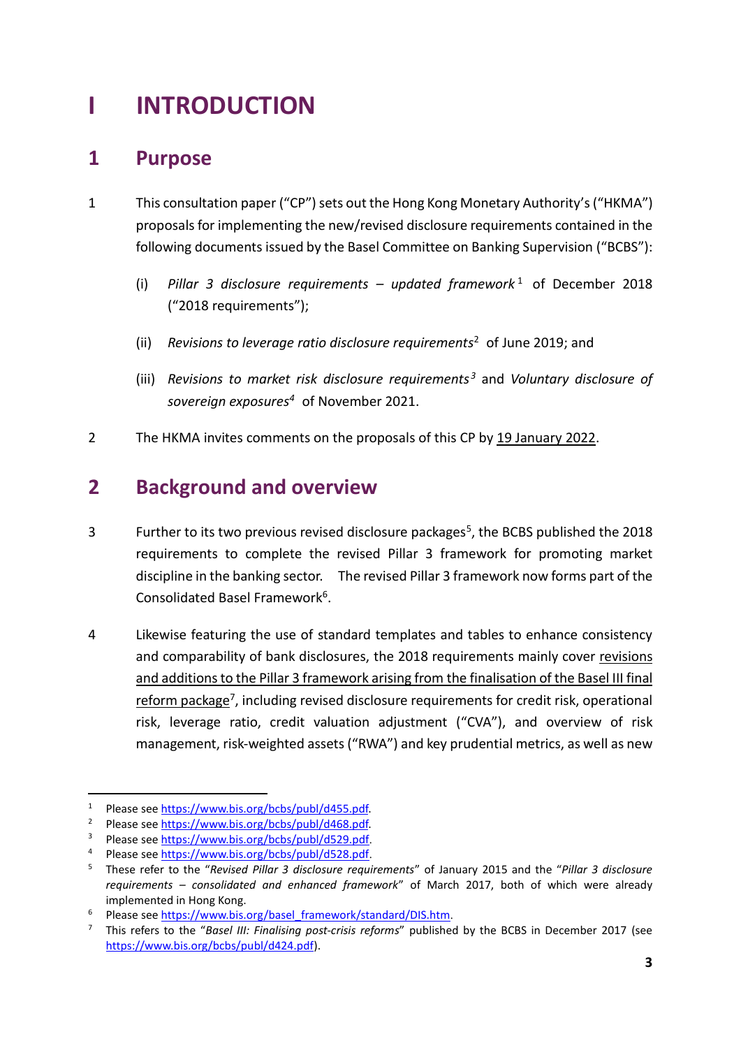# I INTRODUCTION

## 1 Purpose

1 This consultation paper ("CP") sets out the Hong Kong Monetary Authority's ("HKMA") proposals for implementing the new/revised disclosure requirements contained in the following documents issued by the Basel Committee on Banking Supervision ("BCBS"):

(i) *Pillar 3 disclosure requirements – updated framework*[1] of December 2018 ("2018 requirements");

(ii) *Revisions to leverage ratio disclosure requirements*[2] of June 2019; and

(iii) *Revisions to market risk disclosure requirements*[3] and *Voluntary disclosure of sovereign exposures*[4] of November 2021.

2 The HKMA invites comments on the proposals of this CP by 19 January 2022.

## 2 Background and overview

3 Further to its two previous revised disclosure packages[5], the BCBS published the 2018 requirements to complete the revised Pillar 3 framework for promoting market discipline in the banking sector. The revised Pillar 3 framework now forms part of the Consolidated Basel Framework[6].

4 Likewise featuring the use of standard templates and tables to enhance consistency and comparability of bank disclosures, the 2018 requirements mainly cover revisions and additions to the Pillar 3 framework arising from the finalisation of the Basel III final reform package[7], including revised disclosure requirements for credit risk, operational risk, leverage ratio, credit valuation adjustment ("CVA"), and overview of risk management, risk-weighted assets ("RWA") and key prudential metrics, as well as new

---

[1] Please see https://www.bis.org/bcbs/publ/d455.pdf.

[2] Please see https://www.bis.org/bcbs/publ/d468.pdf.

[3] Please see https://www.bis.org/bcbs/publ/d529.pdf.

[4] Please see https://www.bis.org/bcbs/publ/d528.pdf.

[5] These refer to the "*Revised Pillar 3 disclosure requirements*" of January 2015 and the "*Pillar 3 disclosure requirements – consolidated and enhanced framework*" of March 2017, both of which were already implemented in Hong Kong.

[6] Please see https://www.bis.org/basel_framework/standard/DIS.htm.

[7] This refers to the "*Basel III: Finalising post-crisis reforms*" published by the BCBS in December 2017 (see https://www.bis.org/bcbs/publ/d424.pdf).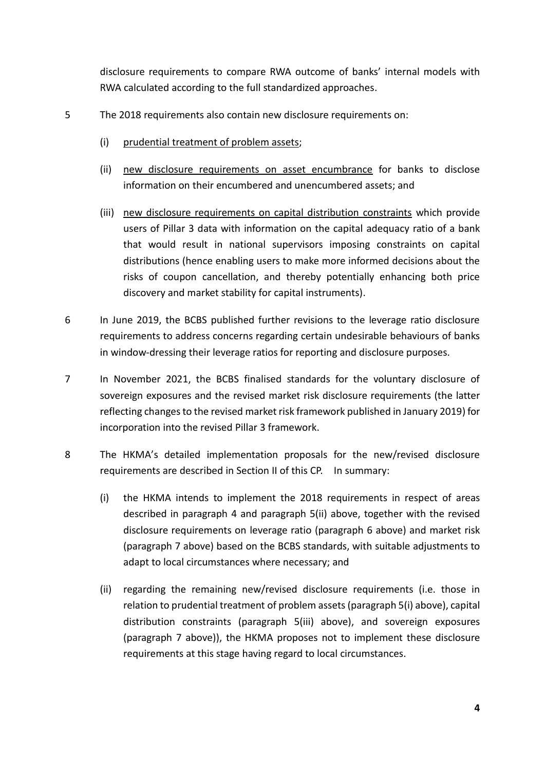disclosure requirements to compare RWA outcome of banks' internal models with RWA calculated according to the full standardized approaches.

5 The 2018 requirements also contain new disclosure requirements on:

(i) prudential treatment of problem assets;

(ii) new disclosure requirements on asset encumbrance for banks to disclose information on their encumbered and unencumbered assets; and

(iii) new disclosure requirements on capital distribution constraints which provide users of Pillar 3 data with information on the capital adequacy ratio of a bank that would result in national supervisors imposing constraints on capital distributions (hence enabling users to make more informed decisions about the risks of coupon cancellation, and thereby potentially enhancing both price discovery and market stability for capital instruments).

6 In June 2019, the BCBS published further revisions to the leverage ratio disclosure requirements to address concerns regarding certain undesirable behaviours of banks in window-dressing their leverage ratios for reporting and disclosure purposes.

7 In November 2021, the BCBS finalised standards for the voluntary disclosure of sovereign exposures and the revised market risk disclosure requirements (the latter reflecting changes to the revised market risk framework published in January 2019) for incorporation into the revised Pillar 3 framework.

8 The HKMA's detailed implementation proposals for the new/revised disclosure requirements are described in Section II of this CP. In summary:

(i) the HKMA intends to implement the 2018 requirements in respect of areas described in paragraph 4 and paragraph 5(ii) above, together with the revised disclosure requirements on leverage ratio (paragraph 6 above) and market risk (paragraph 7 above) based on the BCBS standards, with suitable adjustments to adapt to local circumstances where necessary; and

(ii) regarding the remaining new/revised disclosure requirements (i.e. those in relation to prudential treatment of problem assets (paragraph 5(i) above), capital distribution constraints (paragraph 5(iii) above), and sovereign exposures (paragraph 7 above)), the HKMA proposes not to implement these disclosure requirements at this stage having regard to local circumstances.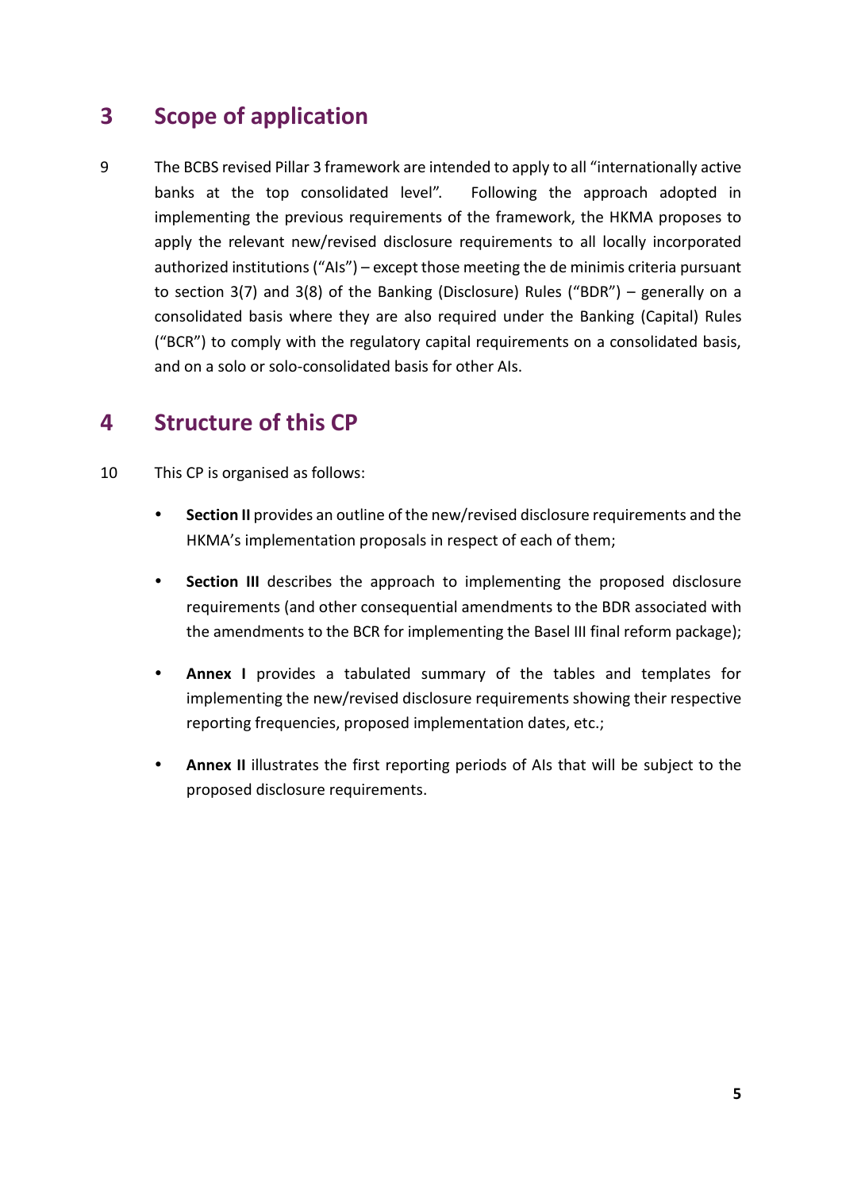## 3 Scope of application

9 The BCBS revised Pillar 3 framework are intended to apply to all "internationally active banks at the top consolidated level". Following the approach adopted in implementing the previous requirements of the framework, the HKMA proposes to apply the relevant new/revised disclosure requirements to all locally incorporated authorized institutions ("AIs") – except those meeting the de minimis criteria pursuant to section 3(7) and 3(8) of the Banking (Disclosure) Rules ("BDR") – generally on a consolidated basis where they are also required under the Banking (Capital) Rules ("BCR") to comply with the regulatory capital requirements on a consolidated basis, and on a solo or solo-consolidated basis for other AIs.

## 4 Structure of this CP

10 This CP is organised as follows:

- **Section II** provides an outline of the new/revised disclosure requirements and the HKMA's implementation proposals in respect of each of them;
- **Section III** describes the approach to implementing the proposed disclosure requirements (and other consequential amendments to the BDR associated with the amendments to the BCR for implementing the Basel III final reform package);
- **Annex I** provides a tabulated summary of the tables and templates for implementing the new/revised disclosure requirements showing their respective reporting frequencies, proposed implementation dates, etc.;
- **Annex II** illustrates the first reporting periods of AIs that will be subject to the proposed disclosure requirements.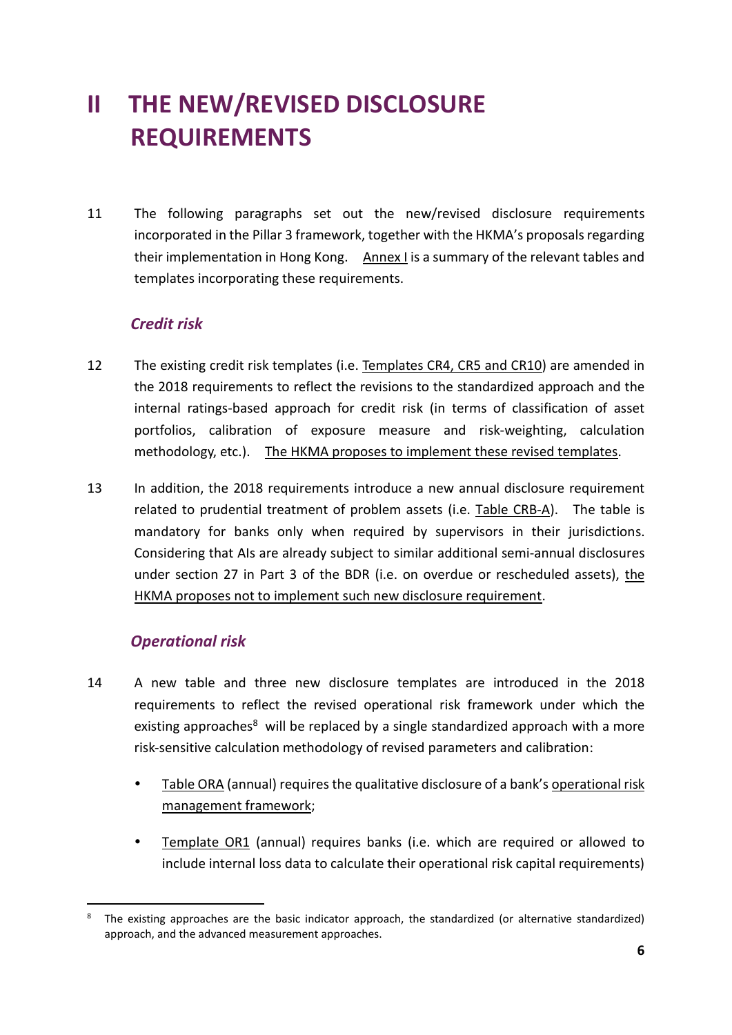# II THE NEW/REVISED DISCLOSURE REQUIREMENTS

11 The following paragraphs set out the new/revised disclosure requirements incorporated in the Pillar 3 framework, together with the HKMA's proposals regarding their implementation in Hong Kong. Annex I is a summary of the relevant tables and templates incorporating these requirements.

### *Credit risk*

12 The existing credit risk templates (i.e. Templates CR4, CR5 and CR10) are amended in the 2018 requirements to reflect the revisions to the standardized approach and the internal ratings-based approach for credit risk (in terms of classification of asset portfolios, calibration of exposure measure and risk-weighting, calculation methodology, etc.). The HKMA proposes to implement these revised templates.

13 In addition, the 2018 requirements introduce a new annual disclosure requirement related to prudential treatment of problem assets (i.e. Table CRB-A). The table is mandatory for banks only when required by supervisors in their jurisdictions. Considering that AIs are already subject to similar additional semi-annual disclosures under section 27 in Part 3 of the BDR (i.e. on overdue or rescheduled assets), the HKMA proposes not to implement such new disclosure requirement.

### *Operational risk*

14 A new table and three new disclosure templates are introduced in the 2018 requirements to reflect the revised operational risk framework under which the existing approaches[8] will be replaced by a single standardized approach with a more risk-sensitive calculation methodology of revised parameters and calibration:

- Table ORA (annual) requires the qualitative disclosure of a bank's operational risk management framework;
- Template OR1 (annual) requires banks (i.e. which are required or allowed to include internal loss data to calculate their operational risk capital requirements)

[8] The existing approaches are the basic indicator approach, the standardized (or alternative standardized) approach, and the advanced measurement approaches.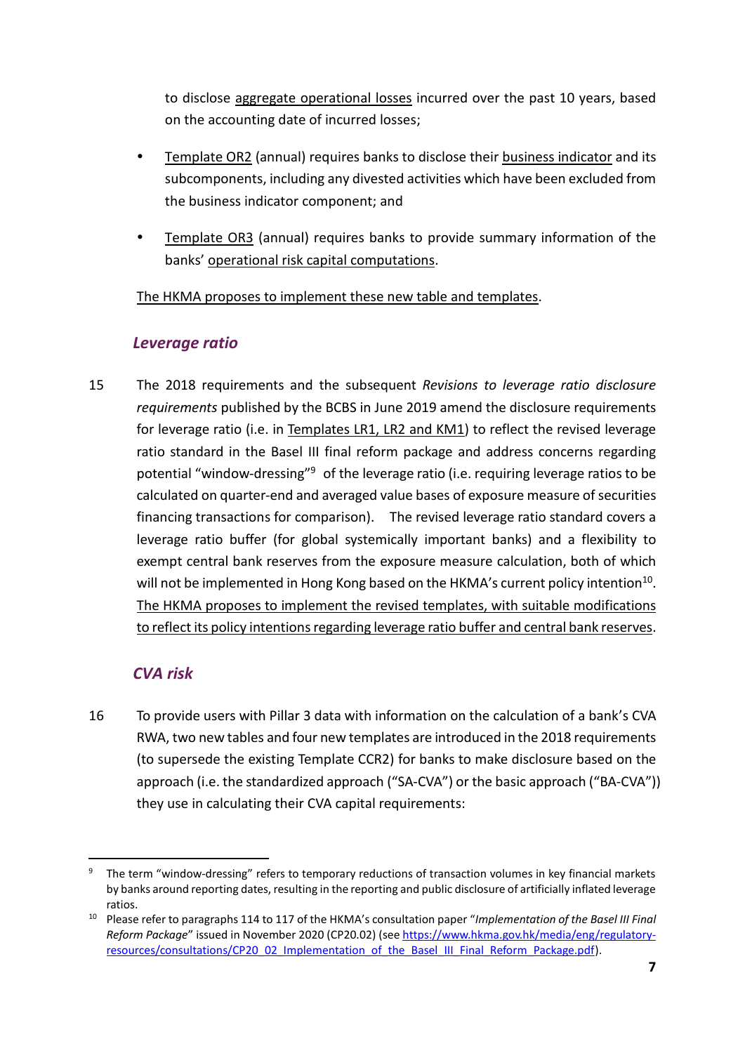to disclose aggregate operational losses incurred over the past 10 years, based on the accounting date of incurred losses;

- Template OR2 (annual) requires banks to disclose their business indicator and its subcomponents, including any divested activities which have been excluded from the business indicator component; and
- Template OR3 (annual) requires banks to provide summary information of the banks' operational risk capital computations.

The HKMA proposes to implement these new table and templates.

### *Leverage ratio*

15 The 2018 requirements and the subsequent *Revisions to leverage ratio disclosure requirements* published by the BCBS in June 2019 amend the disclosure requirements for leverage ratio (i.e. in Templates LR1, LR2 and KM1) to reflect the revised leverage ratio standard in the Basel III final reform package and address concerns regarding potential "window-dressing"[9] of the leverage ratio (i.e. requiring leverage ratios to be calculated on quarter-end and averaged value bases of exposure measure of securities financing transactions for comparison). The revised leverage ratio standard covers a leverage ratio buffer (for global systemically important banks) and a flexibility to exempt central bank reserves from the exposure measure calculation, both of which will not be implemented in Hong Kong based on the HKMA's current policy intention[10]. The HKMA proposes to implement the revised templates, with suitable modifications to reflect its policy intentions regarding leverage ratio buffer and central bank reserves.

### *CVA risk*

16 To provide users with Pillar 3 data with information on the calculation of a bank's CVA RWA, two new tables and four new templates are introduced in the 2018 requirements (to supersede the existing Template CCR2) for banks to make disclosure based on the approach (i.e. the standardized approach ("SA-CVA") or the basic approach ("BA-CVA")) they use in calculating their CVA capital requirements:

---

[9] The term "window-dressing" refers to temporary reductions of transaction volumes in key financial markets by banks around reporting dates, resulting in the reporting and public disclosure of artificially inflated leverage ratios.

[10] Please refer to paragraphs 114 to 117 of the HKMA's consultation paper "*Implementation of the Basel III Final Reform Package*" issued in November 2020 (CP20.02) (see https://www.hkma.gov.hk/media/eng/regulatory-resources/consultations/CP20_02_Implementation_of_the_Basel_III_Final_Reform_Package.pdf).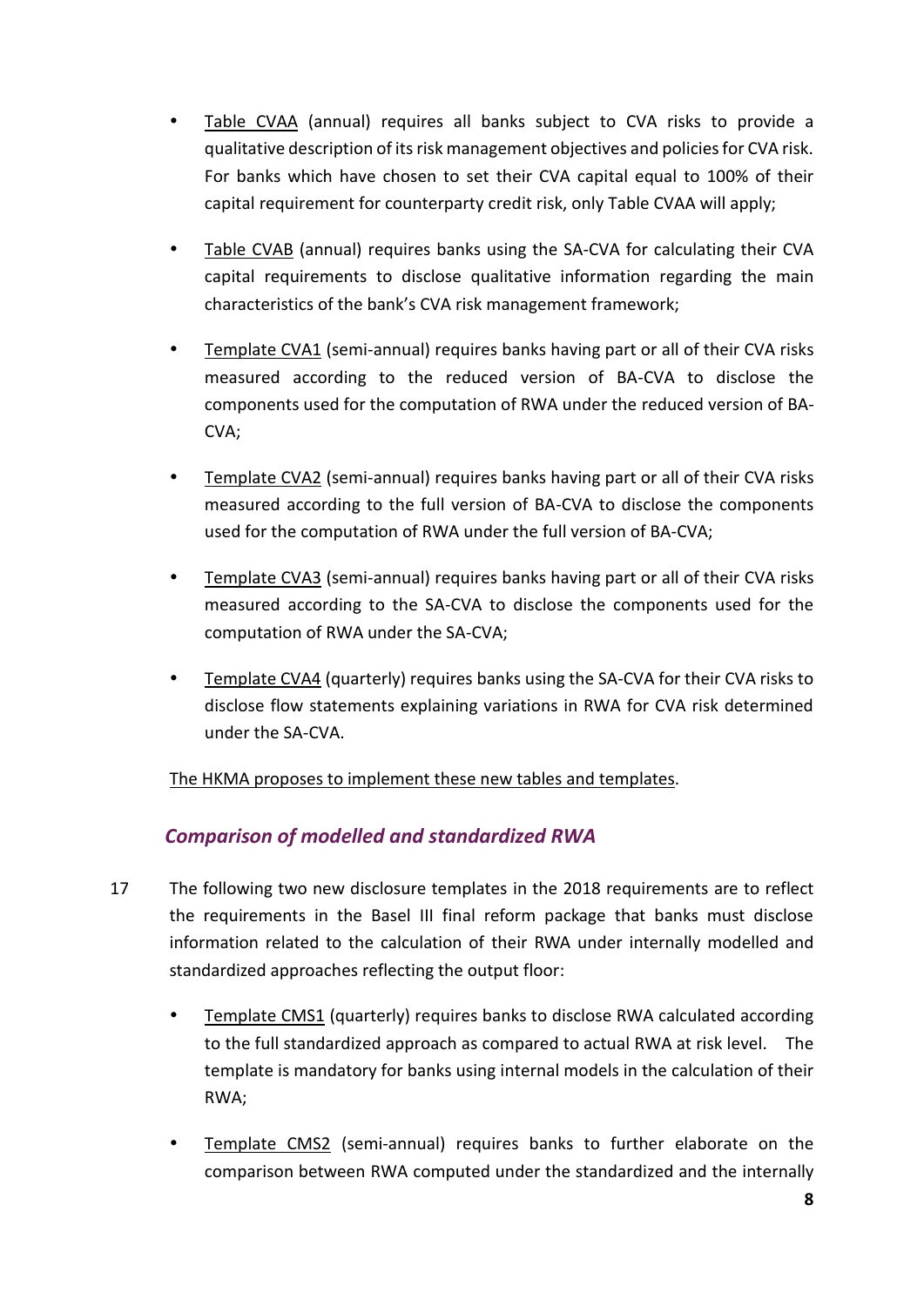- Table CVAA (annual) requires all banks subject to CVA risks to provide a qualitative description of its risk management objectives and policies for CVA risk. For banks which have chosen to set their CVA capital equal to 100% of their capital requirement for counterparty credit risk, only Table CVAA will apply;

- Table CVAB (annual) requires banks using the SA-CVA for calculating their CVA capital requirements to disclose qualitative information regarding the main characteristics of the bank's CVA risk management framework;

- Template CVA1 (semi-annual) requires banks having part or all of their CVA risks measured according to the reduced version of BA-CVA to disclose the components used for the computation of RWA under the reduced version of BA-CVA;

- Template CVA2 (semi-annual) requires banks having part or all of their CVA risks measured according to the full version of BA-CVA to disclose the components used for the computation of RWA under the full version of BA-CVA;

- Template CVA3 (semi-annual) requires banks having part or all of their CVA risks measured according to the SA-CVA to disclose the components used for the computation of RWA under the SA-CVA;

- Template CVA4 (quarterly) requires banks using the SA-CVA for their CVA risks to disclose flow statements explaining variations in RWA for CVA risk determined under the SA-CVA.

The HKMA proposes to implement these new tables and templates.

### *Comparison of modelled and standardized RWA*

17 The following two new disclosure templates in the 2018 requirements are to reflect the requirements in the Basel III final reform package that banks must disclose information related to the calculation of their RWA under internally modelled and standardized approaches reflecting the output floor:

- Template CMS1 (quarterly) requires banks to disclose RWA calculated according to the full standardized approach as compared to actual RWA at risk level. The template is mandatory for banks using internal models in the calculation of their RWA;

- Template CMS2 (semi-annual) requires banks to further elaborate on the comparison between RWA computed under the standardized and the internally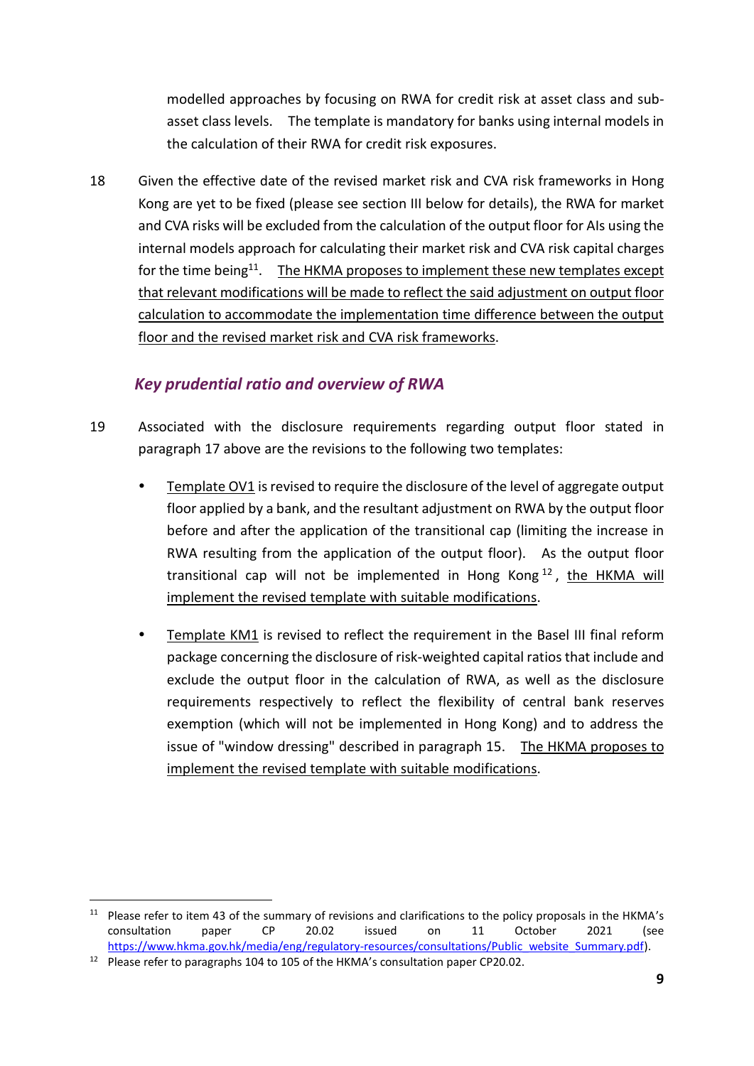modelled approaches by focusing on RWA for credit risk at asset class and sub-asset class levels. The template is mandatory for banks using internal models in the calculation of their RWA for credit risk exposures.

18 Given the effective date of the revised market risk and CVA risk frameworks in Hong Kong are yet to be fixed (please see section III below for details), the RWA for market and CVA risks will be excluded from the calculation of the output floor for AIs using the internal models approach for calculating their market risk and CVA risk capital charges for the time being[11]. The HKMA proposes to implement these new templates except that relevant modifications will be made to reflect the said adjustment on output floor calculation to accommodate the implementation time difference between the output floor and the revised market risk and CVA risk frameworks.

### *Key prudential ratio and overview of RWA*

19 Associated with the disclosure requirements regarding output floor stated in paragraph 17 above are the revisions to the following two templates:

- Template OV1 is revised to require the disclosure of the level of aggregate output floor applied by a bank, and the resultant adjustment on RWA by the output floor before and after the application of the transitional cap (limiting the increase in RWA resulting from the application of the output floor). As the output floor transitional cap will not be implemented in Hong Kong[12], the HKMA will implement the revised template with suitable modifications.

- Template KM1 is revised to reflect the requirement in the Basel III final reform package concerning the disclosure of risk-weighted capital ratios that include and exclude the output floor in the calculation of RWA, as well as the disclosure requirements respectively to reflect the flexibility of central bank reserves exemption (which will not be implemented in Hong Kong) and to address the issue of "window dressing" described in paragraph 15. The HKMA proposes to implement the revised template with suitable modifications.

---

[11] Please refer to item 43 of the summary of revisions and clarifications to the policy proposals in the HKMA's consultation paper CP 20.02 issued on 11 October 2021 (see https://www.hkma.gov.hk/media/eng/regulatory-resources/consultations/Public_website_Summary.pdf).

[12] Please refer to paragraphs 104 to 105 of the HKMA's consultation paper CP20.02.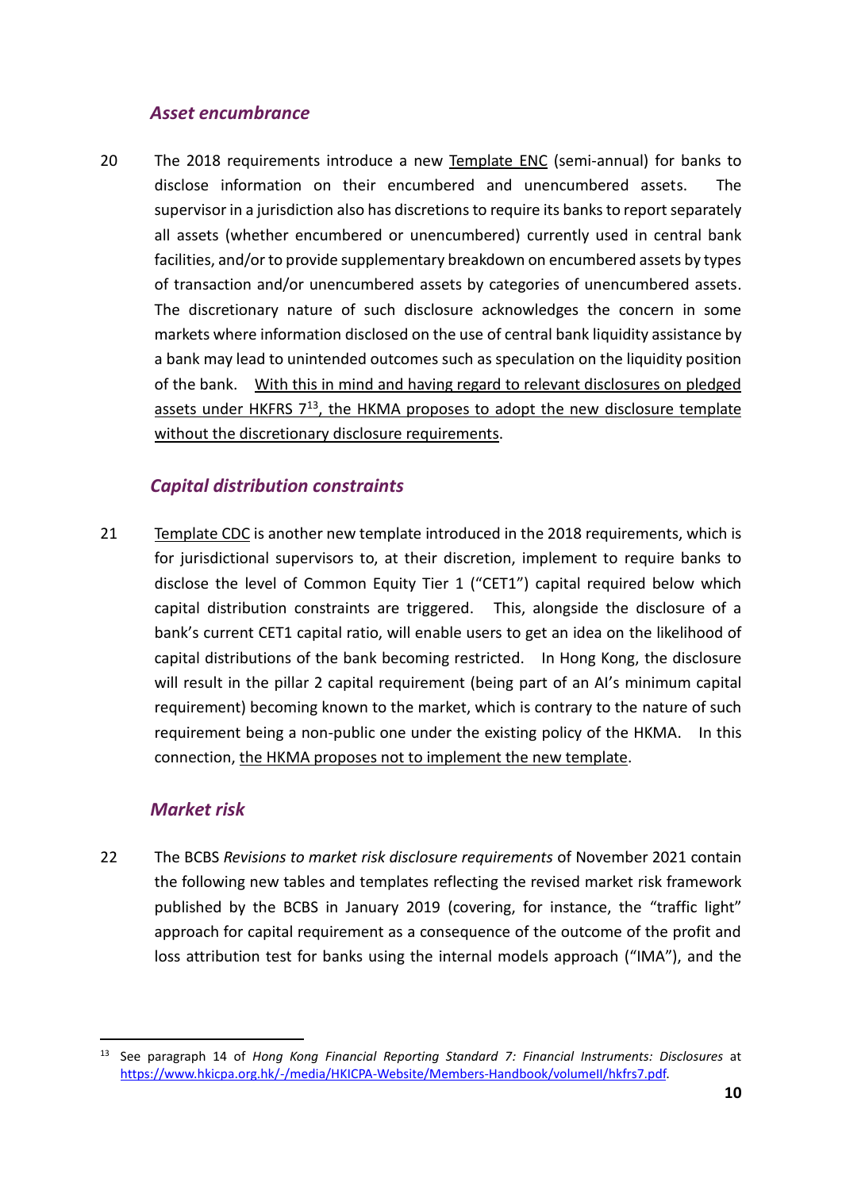### *Asset encumbrance*

20 The 2018 requirements introduce a new Template ENC (semi-annual) for banks to disclose information on their encumbered and unencumbered assets. The supervisor in a jurisdiction also has discretions to require its banks to report separately all assets (whether encumbered or unencumbered) currently used in central bank facilities, and/or to provide supplementary breakdown on encumbered assets by types of transaction and/or unencumbered assets by categories of unencumbered assets. The discretionary nature of such disclosure acknowledges the concern in some markets where information disclosed on the use of central bank liquidity assistance by a bank may lead to unintended outcomes such as speculation on the liquidity position of the bank. With this in mind and having regard to relevant disclosures on pledged assets under HKFRS 7[13], the HKMA proposes to adopt the new disclosure template without the discretionary disclosure requirements.

### *Capital distribution constraints*

21 Template CDC is another new template introduced in the 2018 requirements, which is for jurisdictional supervisors to, at their discretion, implement to require banks to disclose the level of Common Equity Tier 1 ("CET1") capital required below which capital distribution constraints are triggered. This, alongside the disclosure of a bank's current CET1 capital ratio, will enable users to get an idea on the likelihood of capital distributions of the bank becoming restricted. In Hong Kong, the disclosure will result in the pillar 2 capital requirement (being part of an AI's minimum capital requirement) becoming known to the market, which is contrary to the nature of such requirement being a non-public one under the existing policy of the HKMA. In this connection, the HKMA proposes not to implement the new template.

### *Market risk*

22 The BCBS *Revisions to market risk disclosure requirements* of November 2021 contain the following new tables and templates reflecting the revised market risk framework published by the BCBS in January 2019 (covering, for instance, the "traffic light" approach for capital requirement as a consequence of the outcome of the profit and loss attribution test for banks using the internal models approach ("IMA"), and the

---

[13] See paragraph 14 of *Hong Kong Financial Reporting Standard 7: Financial Instruments: Disclosures* at https://www.hkicpa.org.hk/-/media/HKICPA-Website/Members-Handbook/volumeII/hkfrs7.pdf.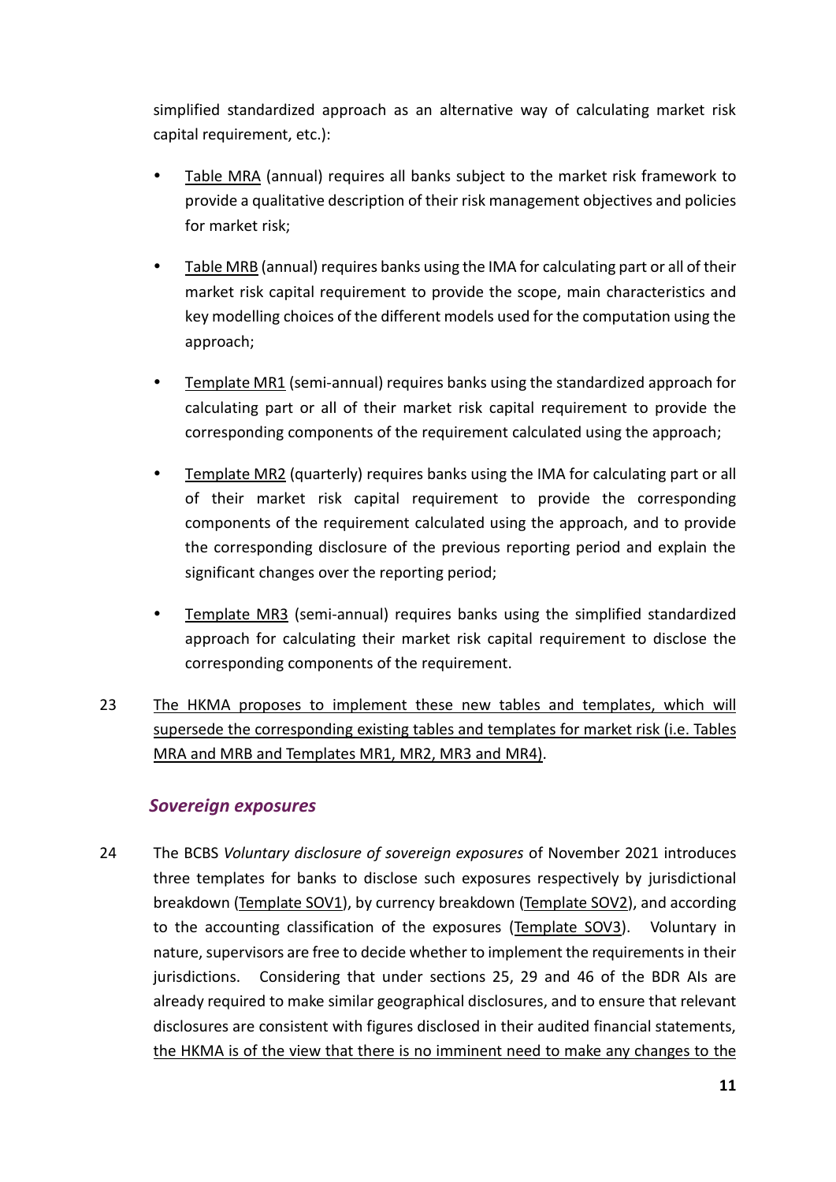simplified standardized approach as an alternative way of calculating market risk capital requirement, etc.):

- Table MRA (annual) requires all banks subject to the market risk framework to provide a qualitative description of their risk management objectives and policies for market risk;
- Table MRB (annual) requires banks using the IMA for calculating part or all of their market risk capital requirement to provide the scope, main characteristics and key modelling choices of the different models used for the computation using the approach;
- Template MR1 (semi-annual) requires banks using the standardized approach for calculating part or all of their market risk capital requirement to provide the corresponding components of the requirement calculated using the approach;
- Template MR2 (quarterly) requires banks using the IMA for calculating part or all of their market risk capital requirement to provide the corresponding components of the requirement calculated using the approach, and to provide the corresponding disclosure of the previous reporting period and explain the significant changes over the reporting period;
- Template MR3 (semi-annual) requires banks using the simplified standardized approach for calculating their market risk capital requirement to disclose the corresponding components of the requirement.

23 The HKMA proposes to implement these new tables and templates, which will supersede the corresponding existing tables and templates for market risk (i.e. Tables MRA and MRB and Templates MR1, MR2, MR3 and MR4).

### *Sovereign exposures*

24 The BCBS *Voluntary disclosure of sovereign exposures* of November 2021 introduces three templates for banks to disclose such exposures respectively by jurisdictional breakdown (Template SOV1), by currency breakdown (Template SOV2), and according to the accounting classification of the exposures (Template SOV3). Voluntary in nature, supervisors are free to decide whether to implement the requirements in their jurisdictions. Considering that under sections 25, 29 and 46 of the BDR AIs are already required to make similar geographical disclosures, and to ensure that relevant disclosures are consistent with figures disclosed in their audited financial statements, the HKMA is of the view that there is no imminent need to make any changes to the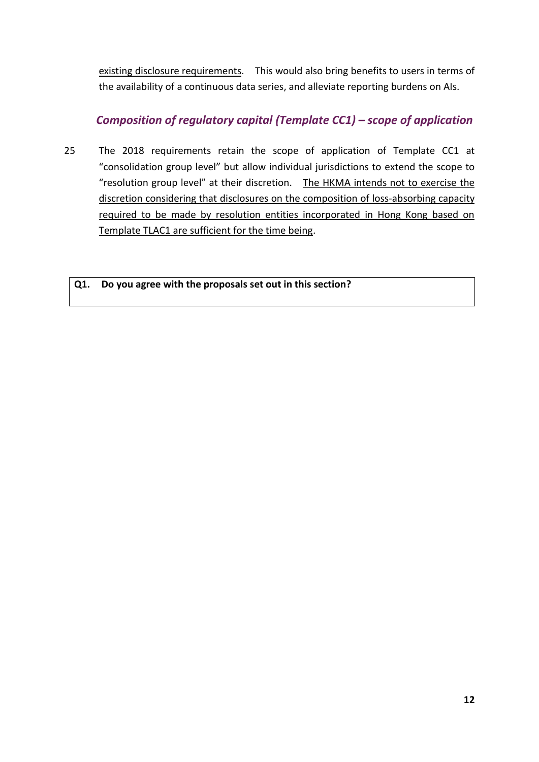existing disclosure requirements. This would also bring benefits to users in terms of the availability of a continuous data series, and alleviate reporting burdens on AIs.

### *Composition of regulatory capital (Template CC1) – scope of application*

25 The 2018 requirements retain the scope of application of Template CC1 at "consolidation group level" but allow individual jurisdictions to extend the scope to "resolution group level" at their discretion. The HKMA intends not to exercise the discretion considering that disclosures on the composition of loss-absorbing capacity required to be made by resolution entities incorporated in Hong Kong based on Template TLAC1 are sufficient for the time being.

| **Q1. Do you agree with the proposals set out in this section?** |
|---|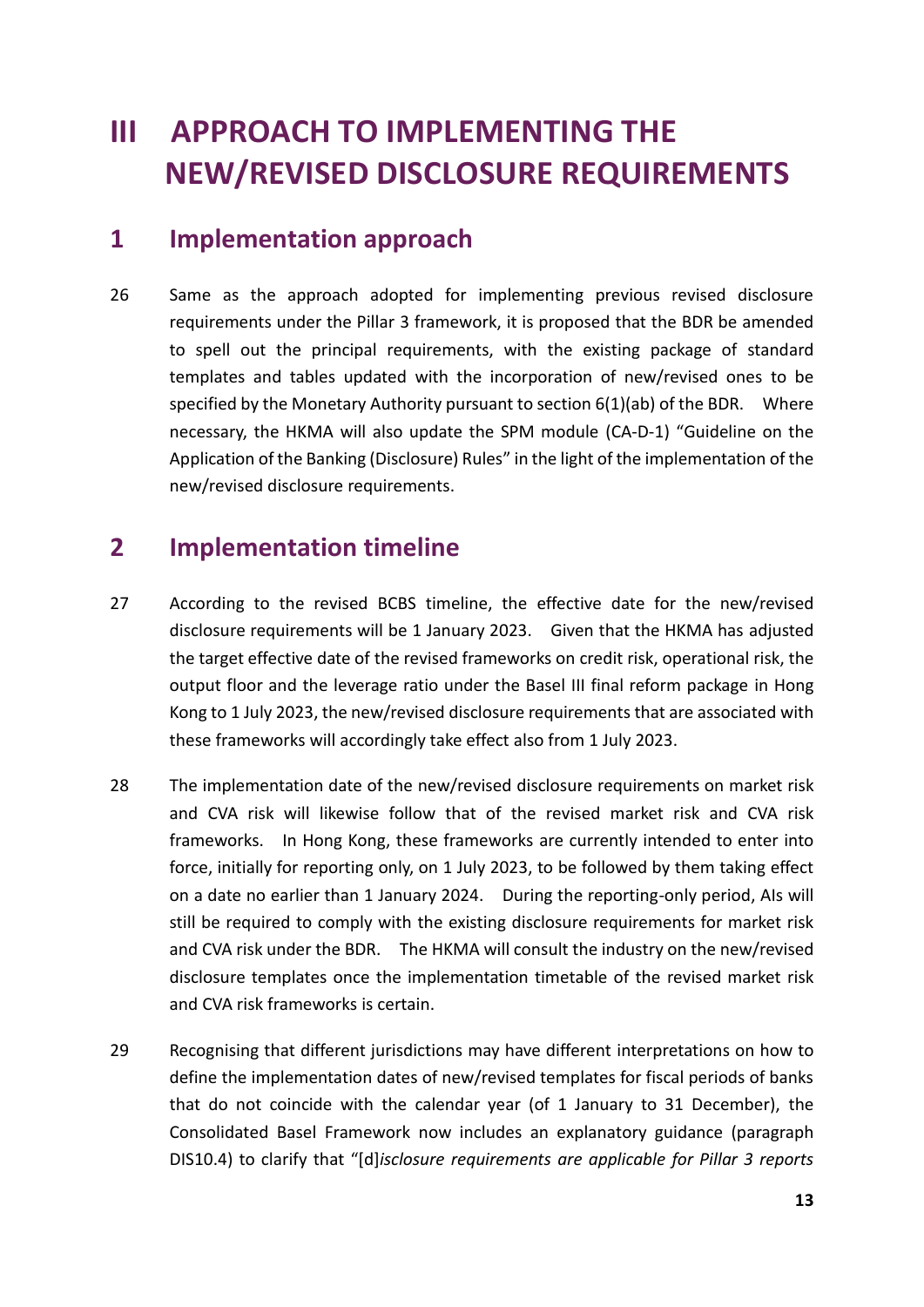# III APPROACH TO IMPLEMENTING THE NEW/REVISED DISCLOSURE REQUIREMENTS

## 1 Implementation approach

26 Same as the approach adopted for implementing previous revised disclosure requirements under the Pillar 3 framework, it is proposed that the BDR be amended to spell out the principal requirements, with the existing package of standard templates and tables updated with the incorporation of new/revised ones to be specified by the Monetary Authority pursuant to section 6(1)(ab) of the BDR. Where necessary, the HKMA will also update the SPM module (CA-D-1) "Guideline on the Application of the Banking (Disclosure) Rules" in the light of the implementation of the new/revised disclosure requirements.

## 2 Implementation timeline

27 According to the revised BCBS timeline, the effective date for the new/revised disclosure requirements will be 1 January 2023. Given that the HKMA has adjusted the target effective date of the revised frameworks on credit risk, operational risk, the output floor and the leverage ratio under the Basel III final reform package in Hong Kong to 1 July 2023, the new/revised disclosure requirements that are associated with these frameworks will accordingly take effect also from 1 July 2023.

28 The implementation date of the new/revised disclosure requirements on market risk and CVA risk will likewise follow that of the revised market risk and CVA risk frameworks. In Hong Kong, these frameworks are currently intended to enter into force, initially for reporting only, on 1 July 2023, to be followed by them taking effect on a date no earlier than 1 January 2024. During the reporting-only period, AIs will still be required to comply with the existing disclosure requirements for market risk and CVA risk under the BDR. The HKMA will consult the industry on the new/revised disclosure templates once the implementation timetable of the revised market risk and CVA risk frameworks is certain.

29 Recognising that different jurisdictions may have different interpretations on how to define the implementation dates of new/revised templates for fiscal periods of banks that do not coincide with the calendar year (of 1 January to 31 December), the Consolidated Basel Framework now includes an explanatory guidance (paragraph DIS10.4) to clarify that "[d]*isclosure requirements are applicable for Pillar 3 reports*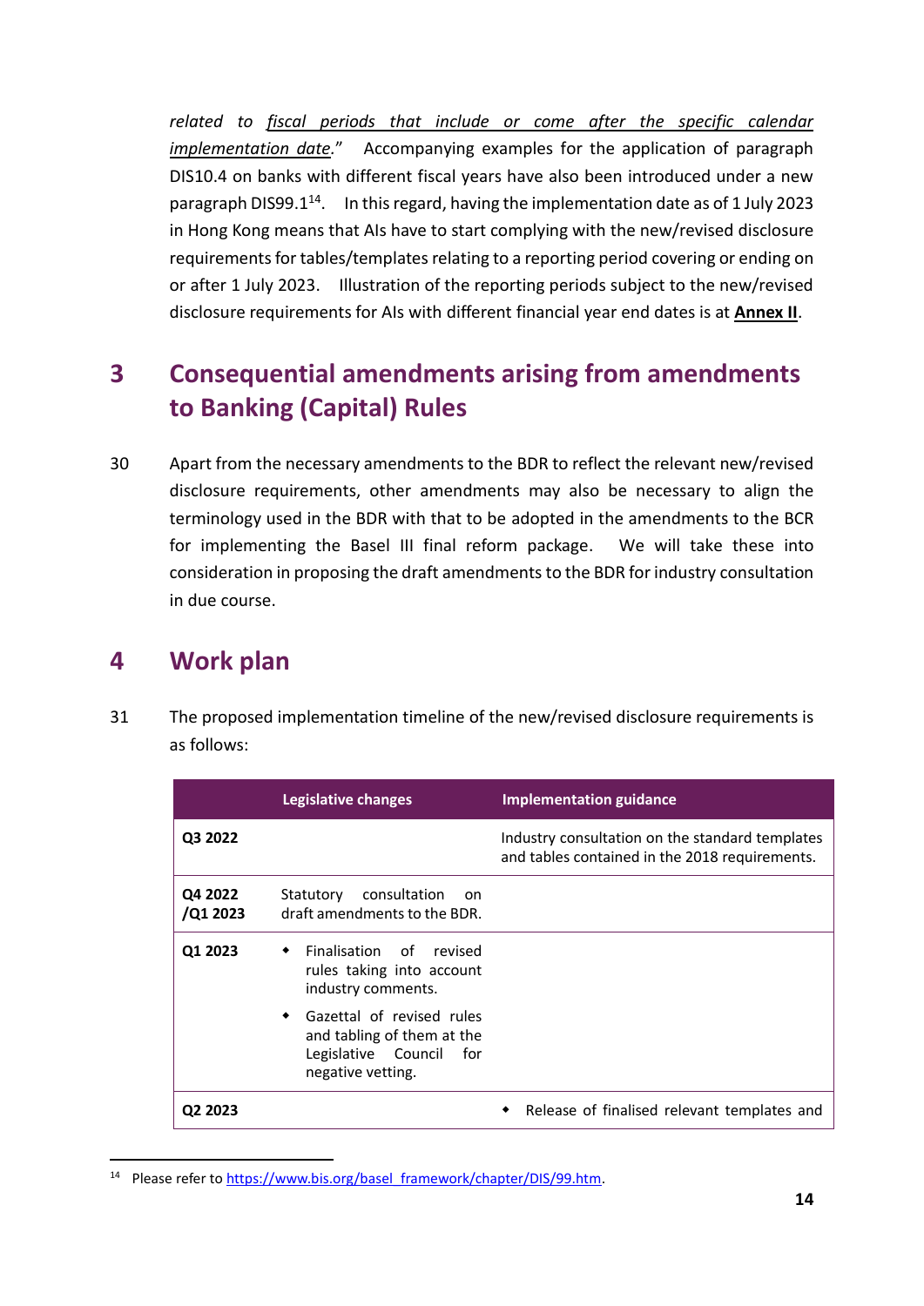*related to* *fiscal periods that include or come after the specific calendar implementation date.*" Accompanying examples for the application of paragraph DIS10.4 on banks with different fiscal years have also been introduced under a new paragraph DIS99.1[14]. In this regard, having the implementation date as of 1 July 2023 in Hong Kong means that AIs have to start complying with the new/revised disclosure requirements for tables/templates relating to a reporting period covering or ending on or after 1 July 2023. Illustration of the reporting periods subject to the new/revised disclosure requirements for AIs with different financial year end dates is at **Annex II**.

## 3 Consequential amendments arising from amendments to Banking (Capital) Rules

30 Apart from the necessary amendments to the BDR to reflect the relevant new/revised disclosure requirements, other amendments may also be necessary to align the terminology used in the BDR with that to be adopted in the amendments to the BCR for implementing the Basel III final reform package. We will take these into consideration in proposing the draft amendments to the BDR for industry consultation in due course.

## 4 Work plan

31 The proposed implementation timeline of the new/revised disclosure requirements is as follows:

| | Legislative changes | Implementation guidance |
|---|---|---|
| **Q3 2022** | | Industry consultation on the standard templates and tables contained in the 2018 requirements. |
| **Q4 2022 /Q1 2023** | Statutory consultation on draft amendments to the BDR. | |
| **Q1 2023** | • Finalisation of revised rules taking into account industry comments.<br>• Gazettal of revised rules and tabling of them at the Legislative Council for negative vetting. | |
| **Q2 2023** | | • Release of finalised relevant templates and |

[14] Please refer to https://www.bis.org/basel_framework/chapter/DIS/99.htm.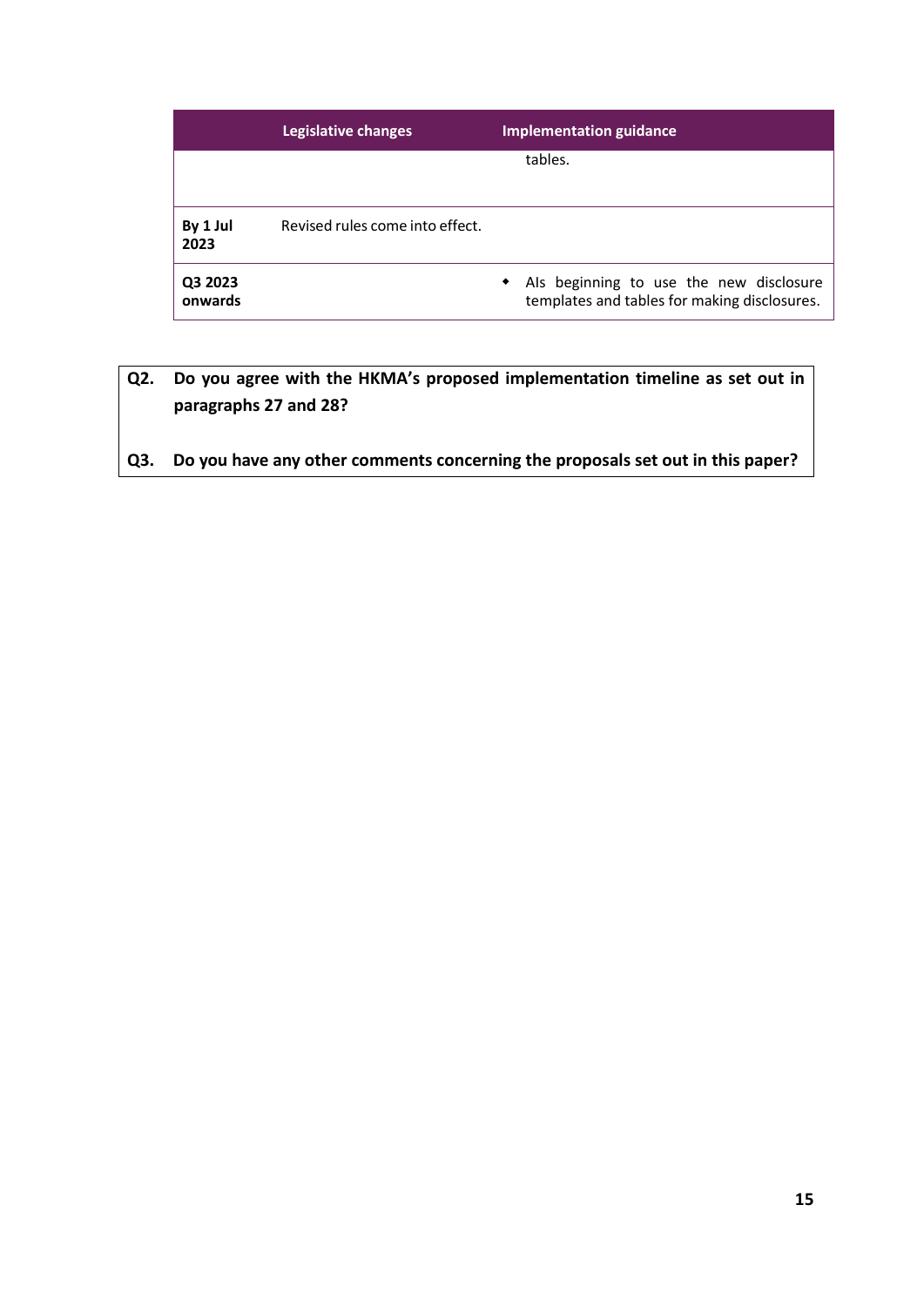| | Legislative changes | Implementation guidance |
|---|---|---|
| | | tables. |
| **By 1 Jul 2023** | Revised rules come into effect. | |
| **Q3 2023 onwards** | | - AIs beginning to use the new disclosure templates and tables for making disclosures. |

**Q2. Do you agree with the HKMA's proposed implementation timeline as set out in paragraphs 27 and 28?**

**Q3. Do you have any other comments concerning the proposals set out in this paper?**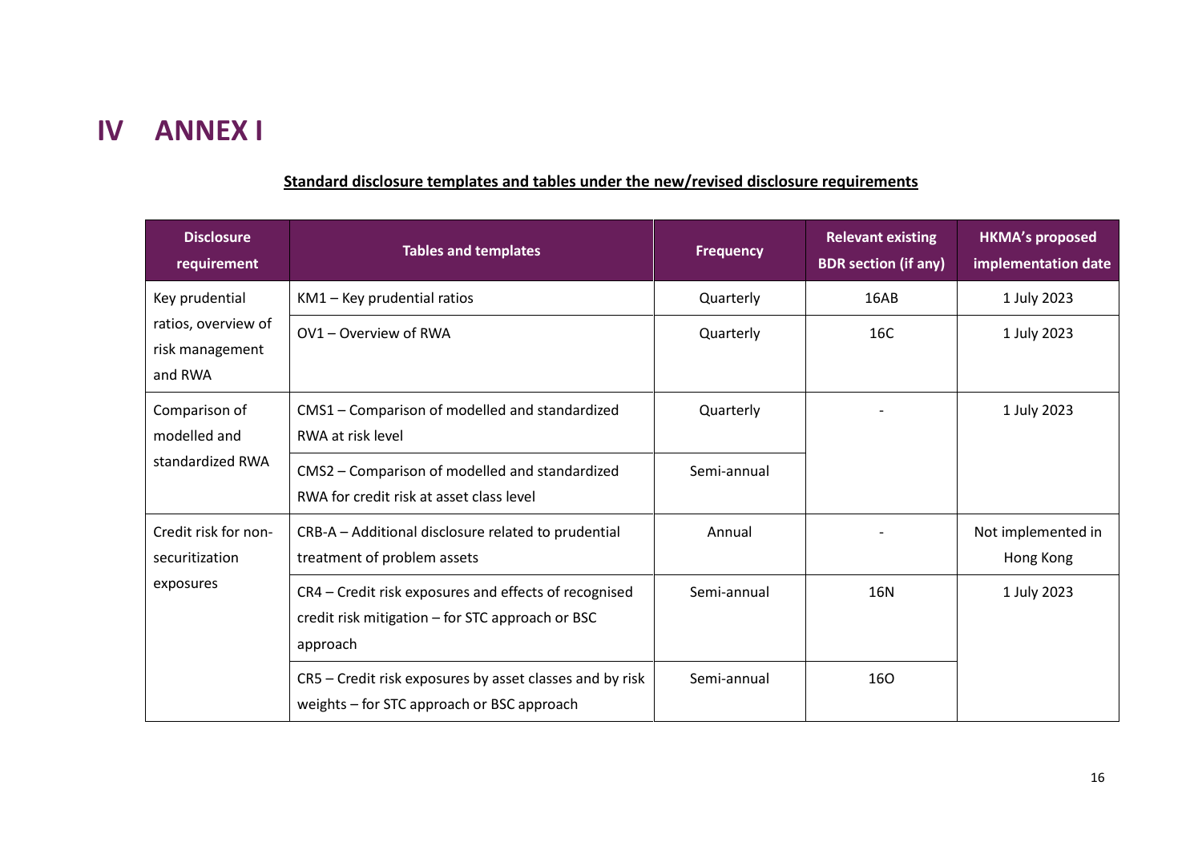# IV ANNEX I

**Standard disclosure templates and tables under the new/revised disclosure requirements**

| Disclosure requirement | Tables and templates | Frequency | Relevant existing BDR section (if any) | HKMA's proposed implementation date |
|---|---|---|---|---|
| Key prudential ratios, overview of risk management and RWA | KM1 – Key prudential ratios | Quarterly | 16AB | 1 July 2023 |
| | OV1 – Overview of RWA | Quarterly | 16C | 1 July 2023 |
| Comparison of modelled and standardized RWA | CMS1 – Comparison of modelled and standardized RWA at risk level | Quarterly | - | 1 July 2023 |
| | CMS2 – Comparison of modelled and standardized RWA for credit risk at asset class level | Semi-annual | | |
| Credit risk for non-securitization exposures | CRB-A – Additional disclosure related to prudential treatment of problem assets | Annual | - | Not implemented in Hong Kong |
| | CR4 – Credit risk exposures and effects of recognised credit risk mitigation – for STC approach or BSC approach | Semi-annual | 16N | 1 July 2023 |
| | CR5 – Credit risk exposures by asset classes and by risk weights – for STC approach or BSC approach | Semi-annual | 16O | |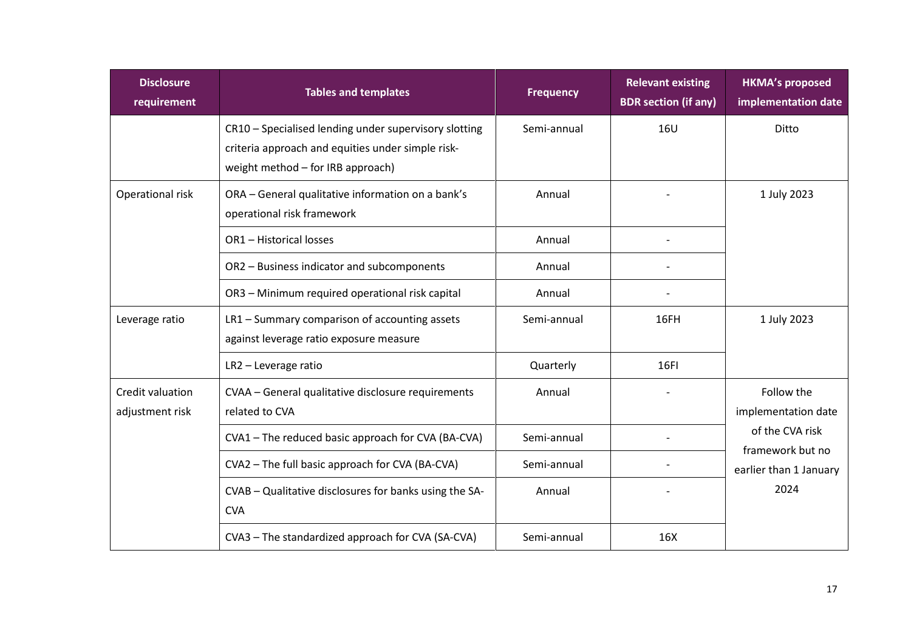| Disclosure requirement | Tables and templates | Frequency | Relevant existing BDR section (if any) | HKMA's proposed implementation date |
|---|---|---|---|---|
| | CR10 – Specialised lending under supervisory slotting criteria approach and equities under simple risk-weight method – for IRB approach) | Semi-annual | 16U | Ditto |
| Operational risk | ORA – General qualitative information on a bank's operational risk framework | Annual | - | 1 July 2023 |
| | OR1 – Historical losses | Annual | - | |
| | OR2 – Business indicator and subcomponents | Annual | - | |
| | OR3 – Minimum required operational risk capital | Annual | - | |
| Leverage ratio | LR1 – Summary comparison of accounting assets against leverage ratio exposure measure | Semi-annual | 16FH | 1 July 2023 |
| | LR2 – Leverage ratio | Quarterly | 16FI | |
| Credit valuation adjustment risk | CVAA – General qualitative disclosure requirements related to CVA | Annual | - | Follow the implementation date of the CVA risk framework but no earlier than 1 January 2024 |
| | CVA1 – The reduced basic approach for CVA (BA-CVA) | Semi-annual | - | |
| | CVA2 – The full basic approach for CVA (BA-CVA) | Semi-annual | - | |
| | CVAB – Qualitative disclosures for banks using the SA-CVA | Annual | - | |
| | CVA3 – The standardized approach for CVA (SA-CVA) | Semi-annual | 16X | |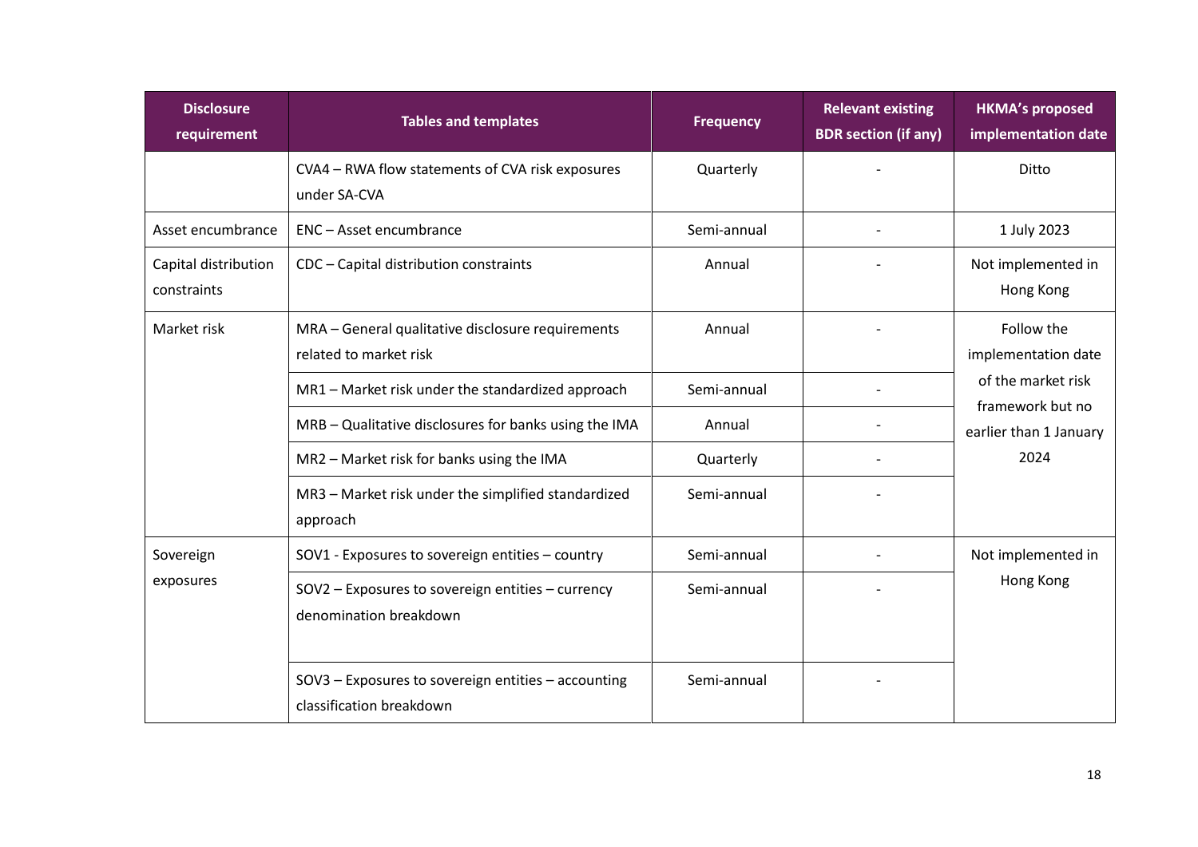| Disclosure requirement | Tables and templates | Frequency | Relevant existing BDR section (if any) | HKMA's proposed implementation date |
|---|---|---|---|---|
| | CVA4 – RWA flow statements of CVA risk exposures under SA-CVA | Quarterly | - | Ditto |
| Asset encumbrance | ENC – Asset encumbrance | Semi-annual | - | 1 July 2023 |
| Capital distribution constraints | CDC – Capital distribution constraints | Annual | - | Not implemented in Hong Kong |
| Market risk | MRA – General qualitative disclosure requirements related to market risk | Annual | - | Follow the implementation date of the market risk framework but no earlier than 1 January 2024 |
| | MR1 – Market risk under the standardized approach | Semi-annual | - | |
| | MRB – Qualitative disclosures for banks using the IMA | Annual | - | |
| | MR2 – Market risk for banks using the IMA | Quarterly | - | |
| | MR3 – Market risk under the simplified standardized approach | Semi-annual | - | |
| Sovereign exposures | SOV1 - Exposures to sovereign entities – country | Semi-annual | - | Not implemented in Hong Kong |
| | SOV2 – Exposures to sovereign entities – currency denomination breakdown | Semi-annual | - | |
| | SOV3 – Exposures to sovereign entities – accounting classification breakdown | Semi-annual | - | |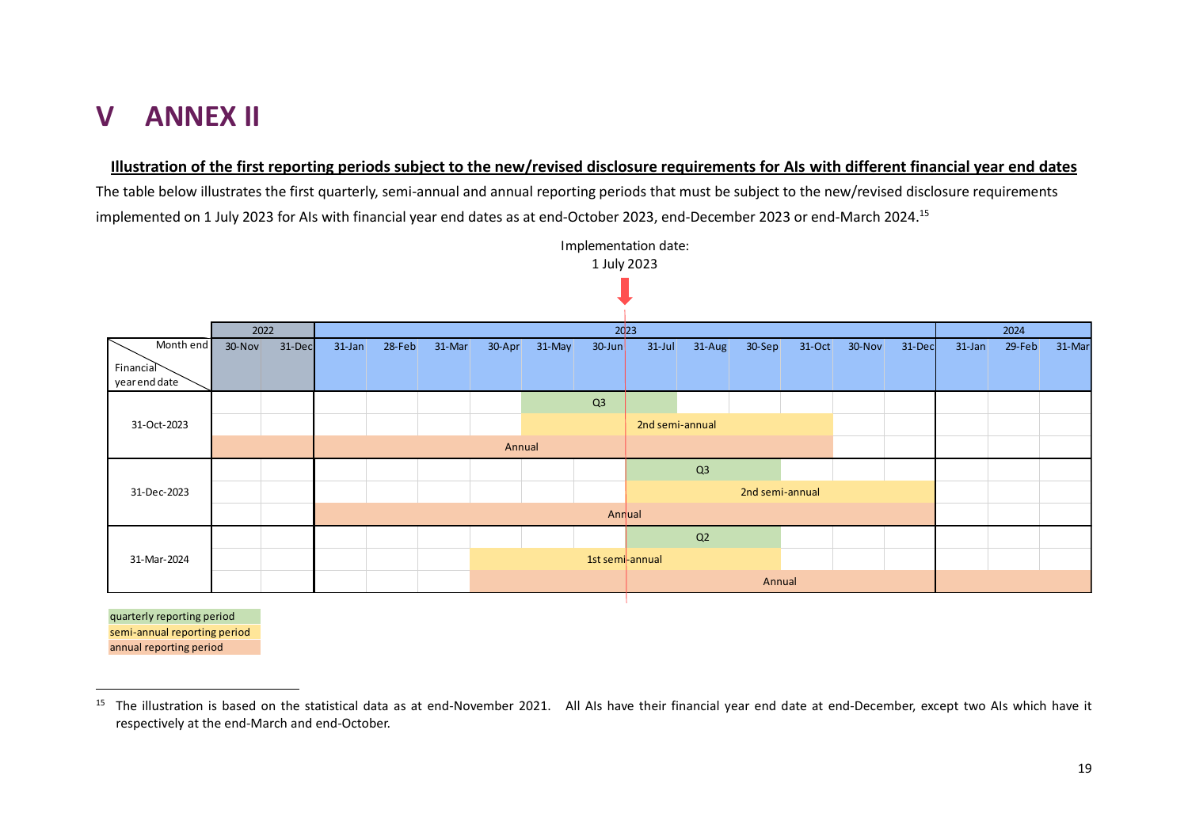# V ANNEX II

**Illustration of the first reporting periods subject to the new/revised disclosure requirements for AIs with different financial year end dates**

The table below illustrates the first quarterly, semi-annual and annual reporting periods that must be subject to the new/revised disclosure requirements implemented on 1 July 2023 for AIs with financial year end dates as at end-October 2023, end-December 2023 or end-March 2024.[15]

Implementation date:
1 July 2023

2022
2023
2024

Month end
Financial year end date

30-Nov
31-Dec
31-Jan
28-Feb
31-Mar
30-Apr
31-May
30-Jun
31-Jul
31-Aug
30-Sep
31-Oct
30-Nov
31-Dec
31-Jan
29-Feb
31-Mar

31-Oct-2023
Q3
2nd semi-annual
Annual

31-Dec-2023
Q3
2nd semi-annual
Annual

31-Mar-2024
Q2
1st semi-annual
Annual

quarterly reporting period
semi-annual reporting period
annual reporting period

[15] The illustration is based on the statistical data as at end-November 2021. All AIs have their financial year end date at end-December, except two AIs which have it respectively at the end-March and end-October.